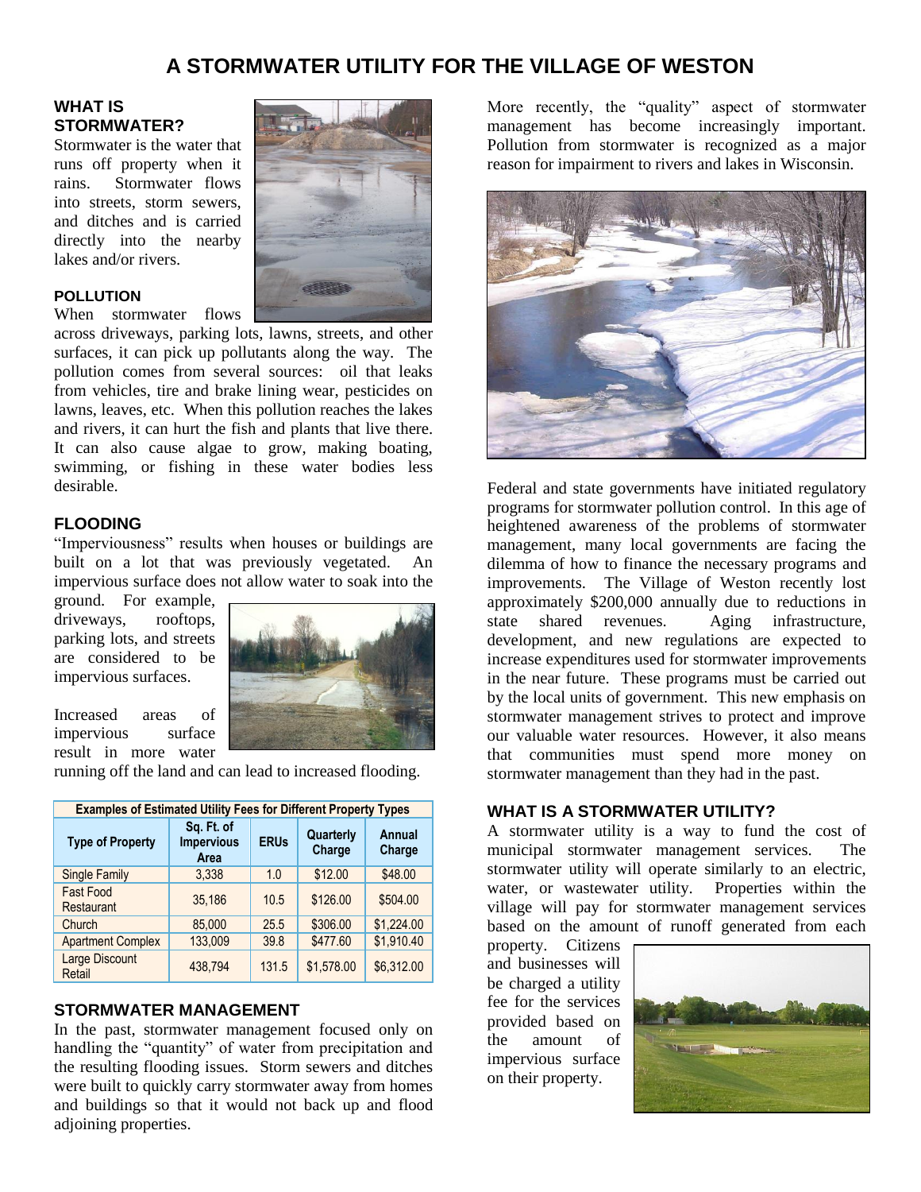# A STORMWATER UTILITY FOR THE VILLAGE OF WESTON

## WHAT IS STORMWATER?

Stormwater is the water that runs off property when it rains. Stormwater flows into streets, storm sewers, and ditches and is carried directly into the nearby lakes and/or rivers.

### POLLUTION

When stormwater flows across driveways, parking lots, lawns, streets, and other surfaces, it can pick up pollutants along the way. The pollution comes from several sources: oil that leaks from vehicles, tire and brake lining wear, pesticides on lawns, leaves, etc. When this pollution reaches the lakes and rivers, it can hurt the fish and plants that live there. It can also cause algae to grow, making boating, swimming, or fishing in these water bodies less desirable.

### FLOODING

"Imperviousness" results when houses or buildings are built on a lot that was previously vegetated. An impervious surface does not allow water to soak into the ground. For example, driveways, rooftops, parking lots, and streets are considered to be impervious surfaces.

Increased areas of impervious surface result in more water running off the land and can lead to increased flooding.

| Examples of Estimated Utility Fees for Different Property Types | | | | |
|---|---|---|---|---|
| Type of Property | Sq. Ft. of Impervious Area | ERUs | Quarterly Charge | Annual Charge |
| Single Family | 3,338 | 1.0 | $12.00 | $48.00 |
| Fast Food Restaurant | 35,186 | 10.5 | $126.00 | $504.00 |
| Church | 85,000 | 25.5 | $306.00 | $1,224.00 |
| Apartment Complex | 133,009 | 39.8 | $477.60 | $1,910.40 |
| Large Discount Retail | 438,794 | 131.5 | $1,578.00 | $6,312.00 |

## STORMWATER MANAGEMENT

In the past, stormwater management focused only on handling the "quantity" of water from precipitation and the resulting flooding issues. Storm sewers and ditches were built to quickly carry stormwater away from homes and buildings so that it would not back up and flood adjoining properties.

More recently, the "quality" aspect of stormwater management has become increasingly important. Pollution from stormwater is recognized as a major reason for impairment to rivers and lakes in Wisconsin.

Federal and state governments have initiated regulatory programs for stormwater pollution control. In this age of heightened awareness of the problems of stormwater management, many local governments are facing the dilemma of how to finance the necessary programs and improvements. The Village of Weston recently lost approximately $200,000 annually due to reductions in state shared revenues. Aging infrastructure, development, and new regulations are expected to increase expenditures used for stormwater improvements in the near future. These programs must be carried out by the local units of government. This new emphasis on stormwater management strives to protect and improve our valuable water resources. However, it also means that communities must spend more money on stormwater management than they had in the past.

## WHAT IS A STORMWATER UTILITY?

A stormwater utility is a way to fund the cost of municipal stormwater management services. The stormwater utility will operate similarly to an electric, water, or wastewater utility. Properties within the village will pay for stormwater management services based on the amount of runoff generated from each property. Citizens and businesses will be charged a utility fee for the services provided based on the amount of impervious surface on their property.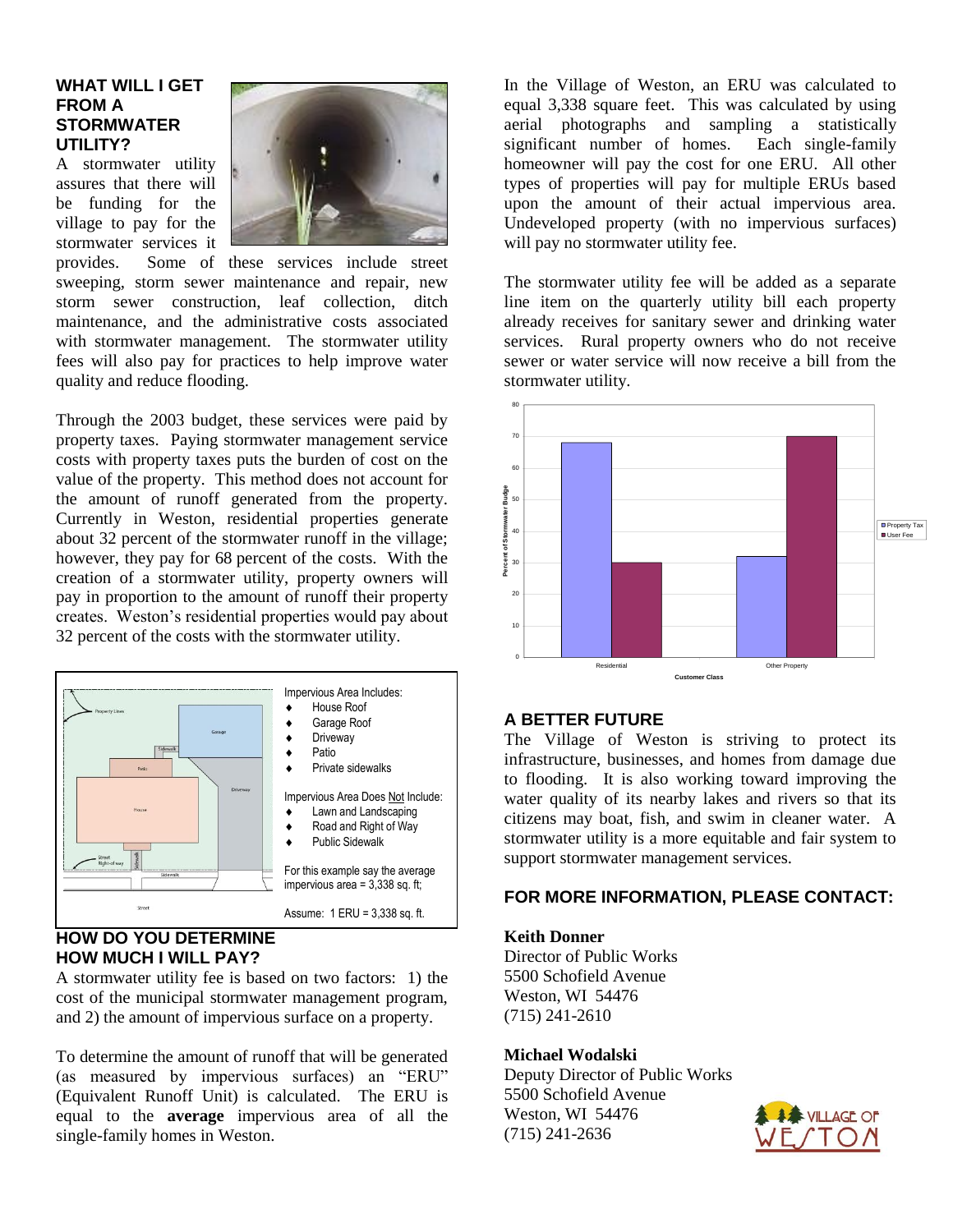## WHAT WILL I GET FROM A STORMWATER UTILITY?

A stormwater utility assures that there will be funding for the village to pay for the stormwater services it provides. Some of these services include street sweeping, storm sewer maintenance and repair, new storm sewer construction, leaf collection, ditch maintenance, and the administrative costs associated with stormwater management. The stormwater utility fees will also pay for practices to help improve water quality and reduce flooding.

Through the 2003 budget, these services were paid by property taxes. Paying stormwater management service costs with property taxes puts the burden of cost on the value of the property. This method does not account for the amount of runoff generated from the property. Currently in Weston, residential properties generate about 32 percent of the stormwater runoff in the village; however, they pay for 68 percent of the costs. With the creation of a stormwater utility, property owners will pay in proportion to the amount of runoff their property creates. Weston's residential properties would pay about 32 percent of the costs with the stormwater utility.

Property Lines
Garage
Sidewalk
Patio
Driveway
House
Street Right-of-way
Sidewalk
Sidewalk
Street

Impervious Area Includes:

- House Roof
- Garage Roof
- Driveway
- Patio
- Private sidewalks

Impervious Area Does Not Include:

- Lawn and Landscaping
- Road and Right of Way
- Public Sidewalk

For this example say the average impervious area = 3,338 sq. ft;

Assume: 1 ERU = 3,338 sq. ft.

## HOW DO YOU DETERMINE HOW MUCH I WILL PAY?

A stormwater utility fee is based on two factors: 1) the cost of the municipal stormwater management program, and 2) the amount of impervious surface on a property.

To determine the amount of runoff that will be generated (as measured by impervious surfaces) an "ERU" (Equivalent Runoff Unit) is calculated. The ERU is equal to the **average** impervious area of all the single-family homes in Weston.

In the Village of Weston, an ERU was calculated to equal 3,338 square feet. This was calculated by using aerial photographs and sampling a statistically significant number of homes. Each single-family homeowner will pay the cost for one ERU. All other types of properties will pay for multiple ERUs based upon the amount of their actual impervious area. Undeveloped property (with no impervious surfaces) will pay no stormwater utility fee.

The stormwater utility fee will be added as a separate line item on the quarterly utility bill each property already receives for sanitary sewer and drinking water services. Rural property owners who do not receive sewer or water service will now receive a bill from the stormwater utility.

Percent of Stormwater Budge
0
10
20
30
40
50
60
70
80
Residential
Other Property
Customer Class
Property Tax
User Fee

## A BETTER FUTURE

The Village of Weston is striving to protect its infrastructure, businesses, and homes from damage due to flooding. It is also working toward improving the water quality of its nearby lakes and rivers so that its citizens may boat, fish, and swim in cleaner water. A stormwater utility is a more equitable and fair system to support stormwater management services.

## FOR MORE INFORMATION, PLEASE CONTACT:

**Keith Donner**
Director of Public Works
5500 Schofield Avenue
Weston, WI 54476
(715) 241-2610

**Michael Wodalski**
Deputy Director of Public Works
5500 Schofield Avenue
Weston, WI 54476
(715) 241-2636

VILLAGE OF WESTON